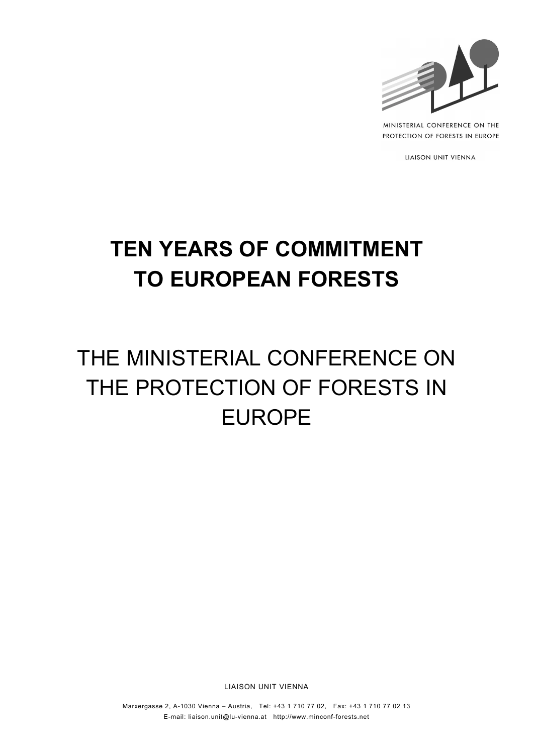MINISTERIAL CONFERENCE ON THE PROTECTION OF FORESTS IN EUROPE

LIAISON UNIT VIENNA

# TEN YEARS OF COMMITMENT TO EUROPEAN FORESTS

# THE MINISTERIAL CONFERENCE ON THE PROTECTION OF FORESTS IN EUROPE

LIAISON UNIT VIENNA

Marxergasse 2, A-1030 Vienna – Austria, Tel: +43 1 710 77 02, Fax: +43 1 710 77 02 13
E-mail: liaison.unit@lu-vienna.at http://www.minconf-forests.net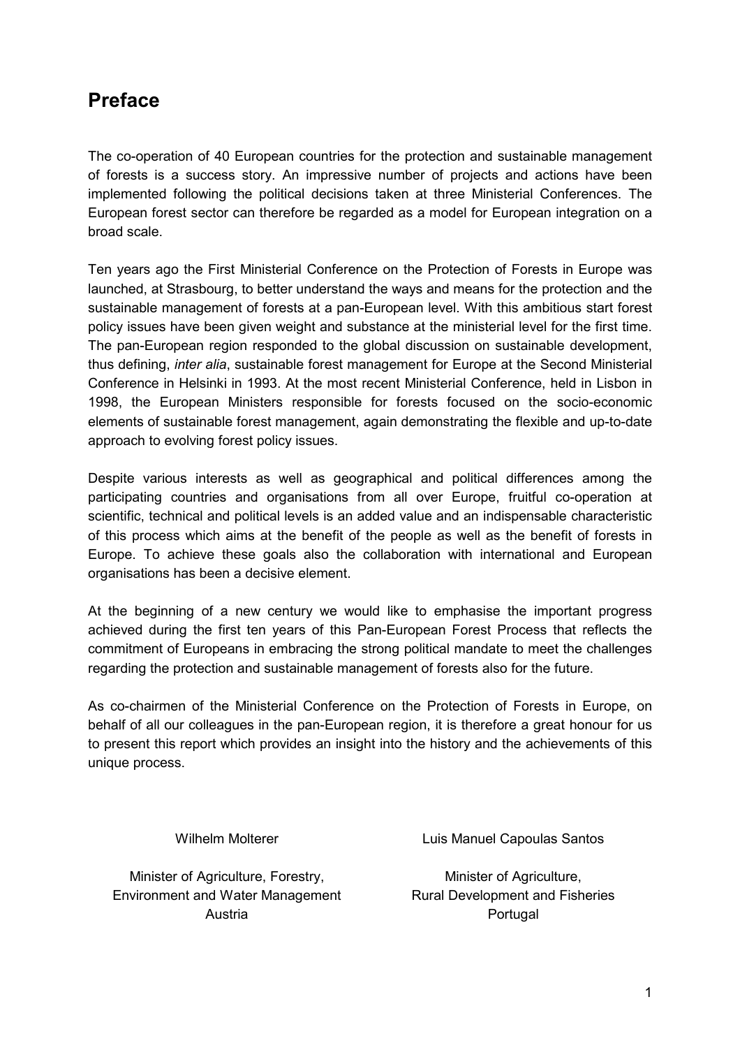# Preface

The co-operation of 40 European countries for the protection and sustainable management of forests is a success story. An impressive number of projects and actions have been implemented following the political decisions taken at three Ministerial Conferences. The European forest sector can therefore be regarded as a model for European integration on a broad scale.

Ten years ago the First Ministerial Conference on the Protection of Forests in Europe was launched, at Strasbourg, to better understand the ways and means for the protection and the sustainable management of forests at a pan-European level. With this ambitious start forest policy issues have been given weight and substance at the ministerial level for the first time. The pan-European region responded to the global discussion on sustainable development, thus defining, *inter alia*, sustainable forest management for Europe at the Second Ministerial Conference in Helsinki in 1993. At the most recent Ministerial Conference, held in Lisbon in 1998, the European Ministers responsible for forests focused on the socio-economic elements of sustainable forest management, again demonstrating the flexible and up-to-date approach to evolving forest policy issues.

Despite various interests as well as geographical and political differences among the participating countries and organisations from all over Europe, fruitful co-operation at scientific, technical and political levels is an added value and an indispensable characteristic of this process which aims at the benefit of the people as well as the benefit of forests in Europe. To achieve these goals also the collaboration with international and European organisations has been a decisive element.

At the beginning of a new century we would like to emphasise the important progress achieved during the first ten years of this Pan-European Forest Process that reflects the commitment of Europeans in embracing the strong political mandate to meet the challenges regarding the protection and sustainable management of forests also for the future.

As co-chairmen of the Ministerial Conference on the Protection of Forests in Europe, on behalf of all our colleagues in the pan-European region, it is therefore a great honour for us to present this report which provides an insight into the history and the achievements of this unique process.

Wilhelm Molterer

Minister of Agriculture, Forestry,
Environment and Water Management
Austria

Luis Manuel Capoulas Santos

Minister of Agriculture,
Rural Development and Fisheries
Portugal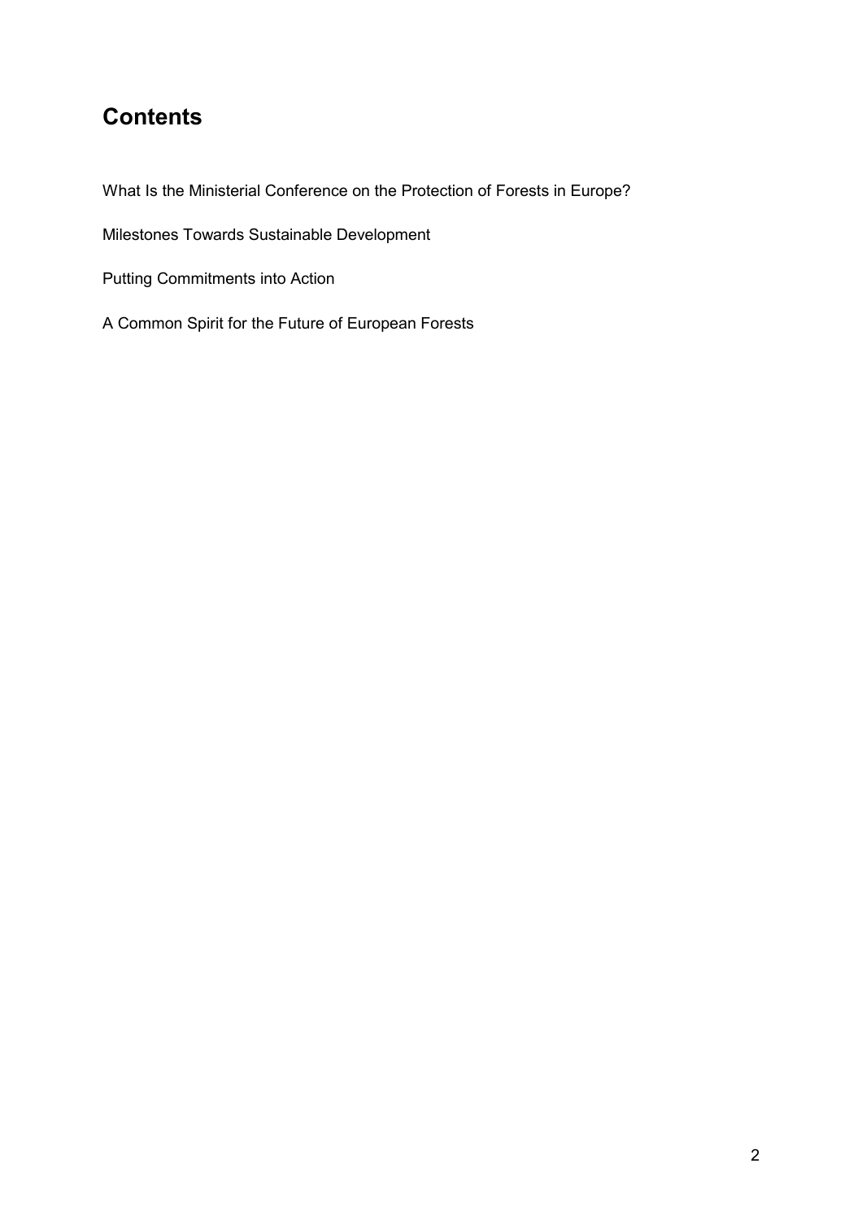## Contents

What Is the Ministerial Conference on the Protection of Forests in Europe?

Milestones Towards Sustainable Development

Putting Commitments into Action

A Common Spirit for the Future of European Forests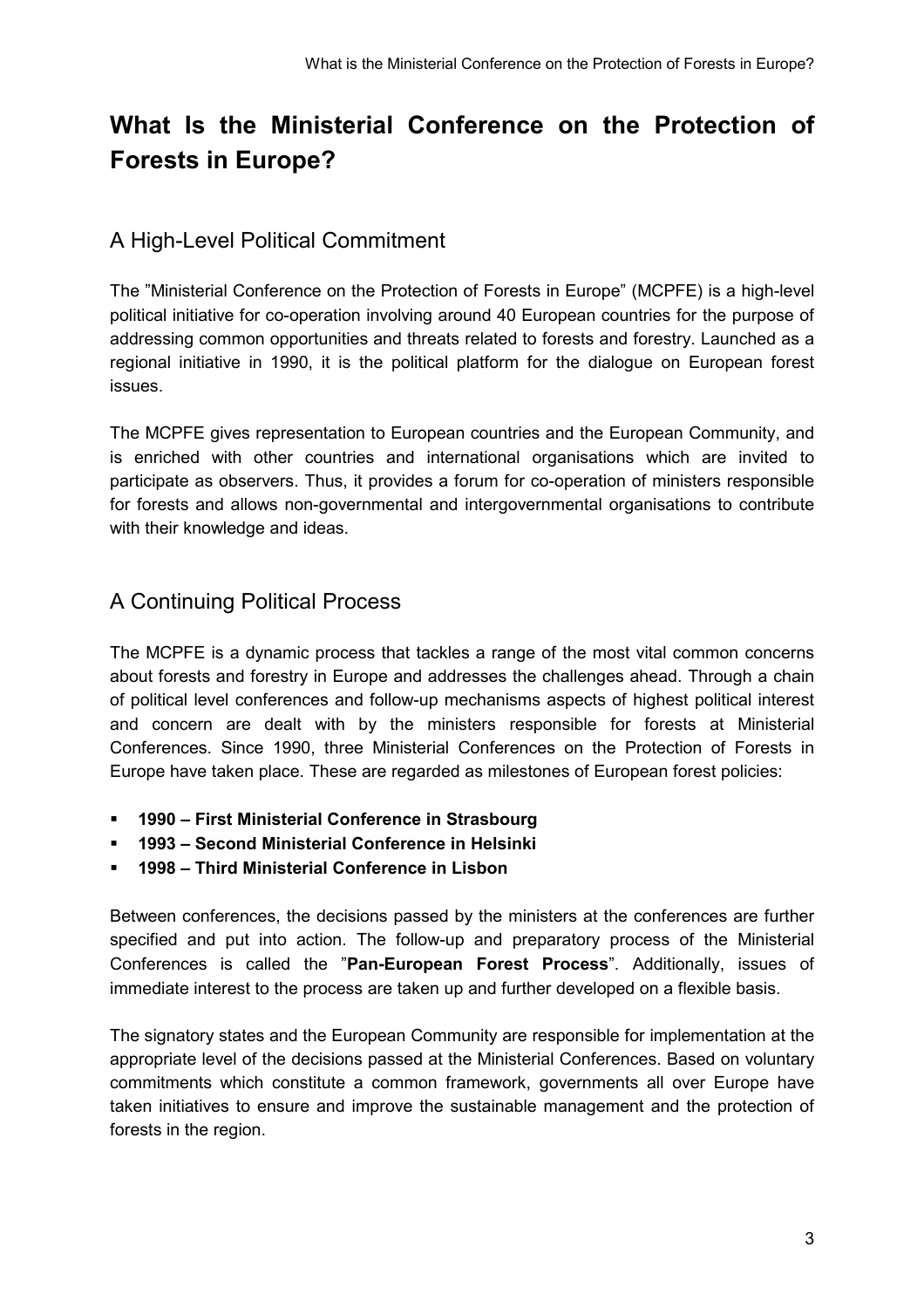# What Is the Ministerial Conference on the Protection of Forests in Europe?

## A High-Level Political Commitment

The ”Ministerial Conference on the Protection of Forests in Europe” (MCPFE) is a high-level political initiative for co-operation involving around 40 European countries for the purpose of addressing common opportunities and threats related to forests and forestry. Launched as a regional initiative in 1990, it is the political platform for the dialogue on European forest issues.

The MCPFE gives representation to European countries and the European Community, and is enriched with other countries and international organisations which are invited to participate as observers. Thus, it provides a forum for co-operation of ministers responsible for forests and allows non-governmental and intergovernmental organisations to contribute with their knowledge and ideas.

## A Continuing Political Process

The MCPFE is a dynamic process that tackles a range of the most vital common concerns about forests and forestry in Europe and addresses the challenges ahead. Through a chain of political level conferences and follow-up mechanisms aspects of highest political interest and concern are dealt with by the ministers responsible for forests at Ministerial Conferences. Since 1990, three Ministerial Conferences on the Protection of Forests in Europe have taken place. These are regarded as milestones of European forest policies:

- **1990 – First Ministerial Conference in Strasbourg**
- **1993 – Second Ministerial Conference in Helsinki**
- **1998 – Third Ministerial Conference in Lisbon**

Between conferences, the decisions passed by the ministers at the conferences are further specified and put into action. The follow-up and preparatory process of the Ministerial Conferences is called the ”**Pan-European Forest Process**”. Additionally, issues of immediate interest to the process are taken up and further developed on a flexible basis.

The signatory states and the European Community are responsible for implementation at the appropriate level of the decisions passed at the Ministerial Conferences. Based on voluntary commitments which constitute a common framework, governments all over Europe have taken initiatives to ensure and improve the sustainable management and the protection of forests in the region.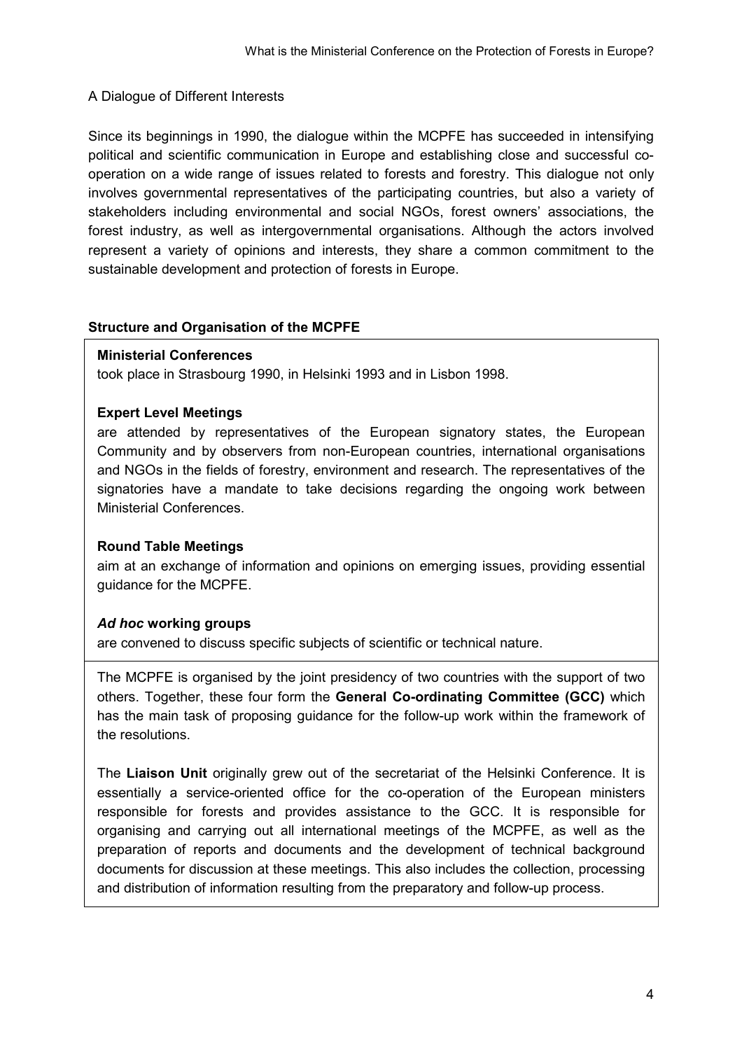A Dialogue of Different Interests

Since its beginnings in 1990, the dialogue within the MCPFE has succeeded in intensifying political and scientific communication in Europe and establishing close and successful co-operation on a wide range of issues related to forests and forestry. This dialogue not only involves governmental representatives of the participating countries, but also a variety of stakeholders including environmental and social NGOs, forest owners' associations, the forest industry, as well as intergovernmental organisations. Although the actors involved represent a variety of opinions and interests, they share a common commitment to the sustainable development and protection of forests in Europe.

## Structure and Organisation of the MCPFE

**Ministerial Conferences**
took place in Strasbourg 1990, in Helsinki 1993 and in Lisbon 1998.

**Expert Level Meetings**
are attended by representatives of the European signatory states, the European Community and by observers from non-European countries, international organisations and NGOs in the fields of forestry, environment and research. The representatives of the signatories have a mandate to take decisions regarding the ongoing work between Ministerial Conferences.

**Round Table Meetings**
aim at an exchange of information and opinions on emerging issues, providing essential guidance for the MCPFE.

***Ad hoc* working groups**
are convened to discuss specific subjects of scientific or technical nature.

The MCPFE is organised by the joint presidency of two countries with the support of two others. Together, these four form the **General Co-ordinating Committee (GCC)** which has the main task of proposing guidance for the follow-up work within the framework of the resolutions.

The **Liaison Unit** originally grew out of the secretariat of the Helsinki Conference. It is essentially a service-oriented office for the co-operation of the European ministers responsible for forests and provides assistance to the GCC. It is responsible for organising and carrying out all international meetings of the MCPFE, as well as the preparation of reports and documents and the development of technical background documents for discussion at these meetings. This also includes the collection, processing and distribution of information resulting from the preparatory and follow-up process.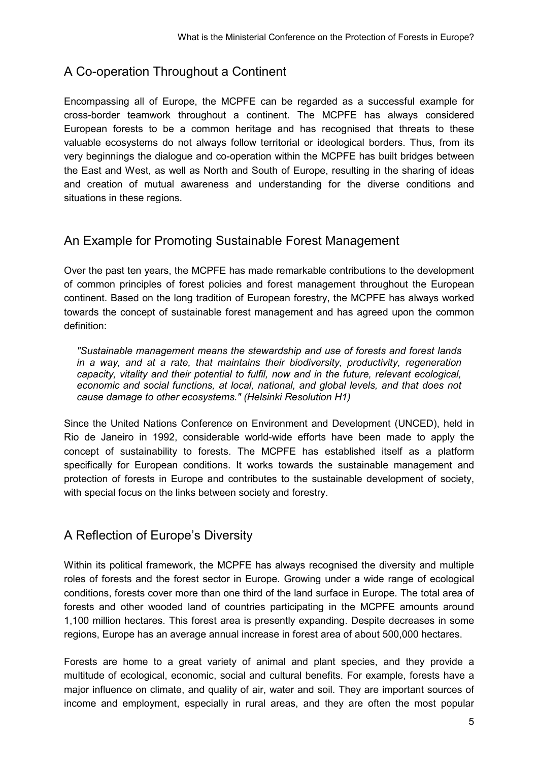## A Co-operation Throughout a Continent

Encompassing all of Europe, the MCPFE can be regarded as a successful example for cross-border teamwork throughout a continent. The MCPFE has always considered European forests to be a common heritage and has recognised that threats to these valuable ecosystems do not always follow territorial or ideological borders. Thus, from its very beginnings the dialogue and co-operation within the MCPFE has built bridges between the East and West, as well as North and South of Europe, resulting in the sharing of ideas and creation of mutual awareness and understanding for the diverse conditions and situations in these regions.

## An Example for Promoting Sustainable Forest Management

Over the past ten years, the MCPFE has made remarkable contributions to the development of common principles of forest policies and forest management throughout the European continent. Based on the long tradition of European forestry, the MCPFE has always worked towards the concept of sustainable forest management and has agreed upon the common definition:

> *"Sustainable management means the stewardship and use of forests and forest lands in a way, and at a rate, that maintains their biodiversity, productivity, regeneration capacity, vitality and their potential to fulfil, now and in the future, relevant ecological, economic and social functions, at local, national, and global levels, and that does not cause damage to other ecosystems." (Helsinki Resolution H1)*

Since the United Nations Conference on Environment and Development (UNCED), held in Rio de Janeiro in 1992, considerable world-wide efforts have been made to apply the concept of sustainability to forests. The MCPFE has established itself as a platform specifically for European conditions. It works towards the sustainable management and protection of forests in Europe and contributes to the sustainable development of society, with special focus on the links between society and forestry.

## A Reflection of Europe's Diversity

Within its political framework, the MCPFE has always recognised the diversity and multiple roles of forests and the forest sector in Europe. Growing under a wide range of ecological conditions, forests cover more than one third of the land surface in Europe. The total area of forests and other wooded land of countries participating in the MCPFE amounts around 1,100 million hectares. This forest area is presently expanding. Despite decreases in some regions, Europe has an average annual increase in forest area of about 500,000 hectares.

Forests are home to a great variety of animal and plant species, and they provide a multitude of ecological, economic, social and cultural benefits. For example, forests have a major influence on climate, and quality of air, water and soil. They are important sources of income and employment, especially in rural areas, and they are often the most popular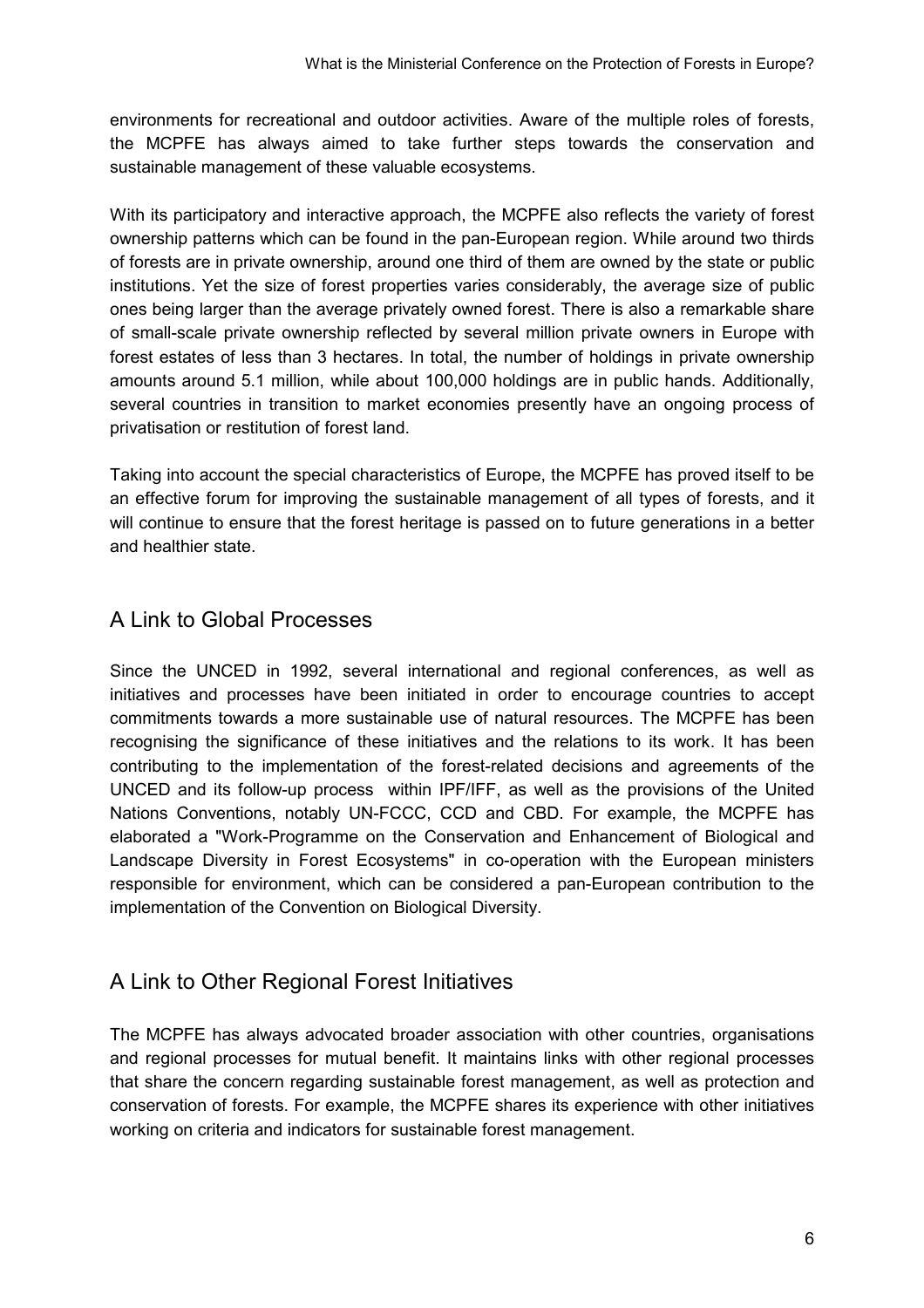environments for recreational and outdoor activities. Aware of the multiple roles of forests, the MCPFE has always aimed to take further steps towards the conservation and sustainable management of these valuable ecosystems.

With its participatory and interactive approach, the MCPFE also reflects the variety of forest ownership patterns which can be found in the pan-European region. While around two thirds of forests are in private ownership, around one third of them are owned by the state or public institutions. Yet the size of forest properties varies considerably, the average size of public ones being larger than the average privately owned forest. There is also a remarkable share of small-scale private ownership reflected by several million private owners in Europe with forest estates of less than 3 hectares. In total, the number of holdings in private ownership amounts around 5.1 million, while about 100,000 holdings are in public hands. Additionally, several countries in transition to market economies presently have an ongoing process of privatisation or restitution of forest land.

Taking into account the special characteristics of Europe, the MCPFE has proved itself to be an effective forum for improving the sustainable management of all types of forests, and it will continue to ensure that the forest heritage is passed on to future generations in a better and healthier state.

## A Link to Global Processes

Since the UNCED in 1992, several international and regional conferences, as well as initiatives and processes have been initiated in order to encourage countries to accept commitments towards a more sustainable use of natural resources. The MCPFE has been recognising the significance of these initiatives and the relations to its work. It has been contributing to the implementation of the forest-related decisions and agreements of the UNCED and its follow-up process within IPF/IFF, as well as the provisions of the United Nations Conventions, notably UN-FCCC, CCD and CBD. For example, the MCPFE has elaborated a "Work-Programme on the Conservation and Enhancement of Biological and Landscape Diversity in Forest Ecosystems" in co-operation with the European ministers responsible for environment, which can be considered a pan-European contribution to the implementation of the Convention on Biological Diversity.

## A Link to Other Regional Forest Initiatives

The MCPFE has always advocated broader association with other countries, organisations and regional processes for mutual benefit. It maintains links with other regional processes that share the concern regarding sustainable forest management, as well as protection and conservation of forests. For example, the MCPFE shares its experience with other initiatives working on criteria and indicators for sustainable forest management.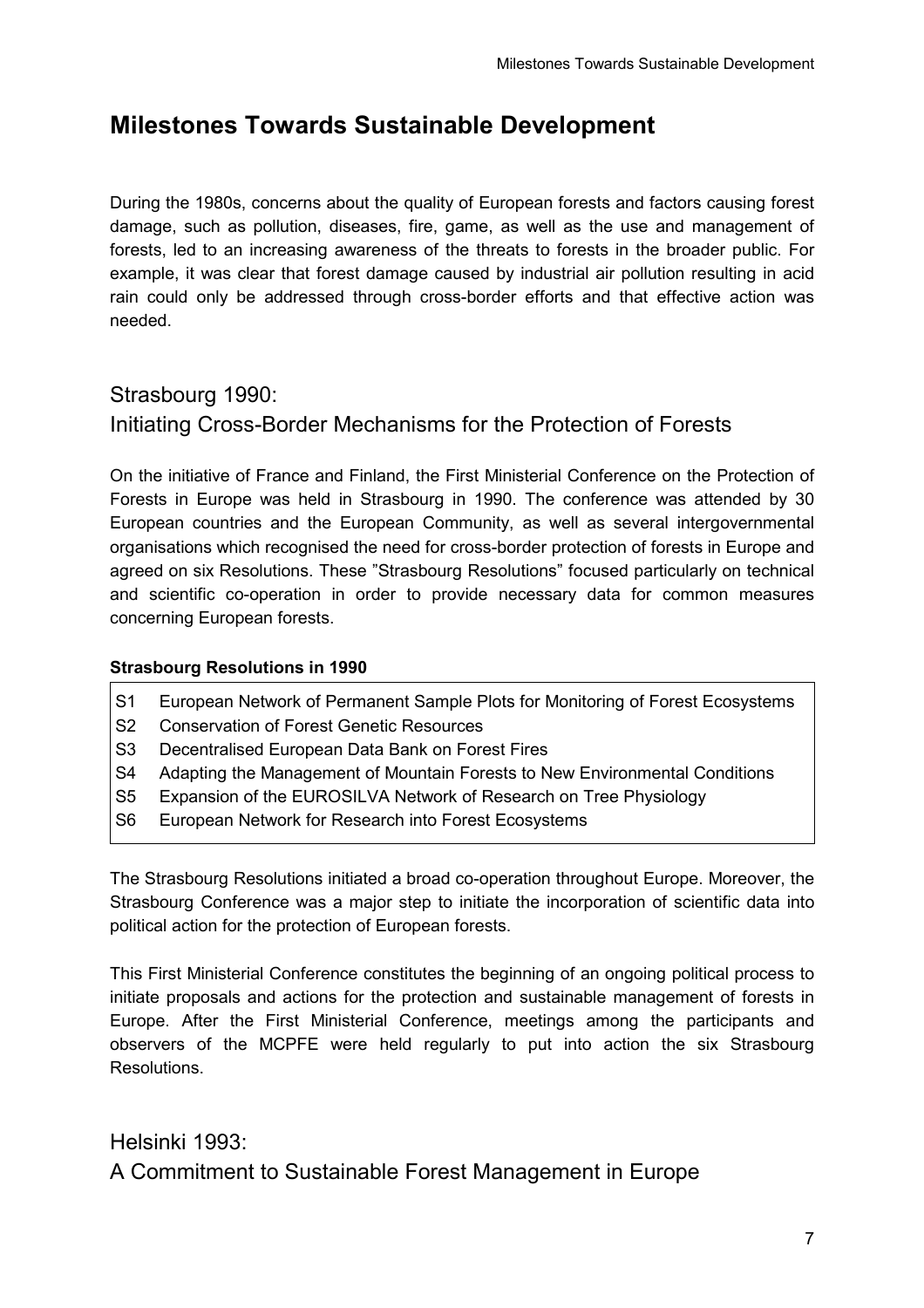# Milestones Towards Sustainable Development

During the 1980s, concerns about the quality of European forests and factors causing forest damage, such as pollution, diseases, fire, game, as well as the use and management of forests, led to an increasing awareness of the threats to forests in the broader public. For example, it was clear that forest damage caused by industrial air pollution resulting in acid rain could only be addressed through cross-border efforts and that effective action was needed.

## Strasbourg 1990:
## Initiating Cross-Border Mechanisms for the Protection of Forests

On the initiative of France and Finland, the First Ministerial Conference on the Protection of Forests in Europe was held in Strasbourg in 1990. The conference was attended by 30 European countries and the European Community, as well as several intergovernmental organisations which recognised the need for cross-border protection of forests in Europe and agreed on six Resolutions. These "Strasbourg Resolutions" focused particularly on technical and scientific co-operation in order to provide necessary data for common measures concerning European forests.

**Strasbourg Resolutions in 1990**

| | |
|---|---|
| S1 | European Network of Permanent Sample Plots for Monitoring of Forest Ecosystems |
| S2 | Conservation of Forest Genetic Resources |
| S3 | Decentralised European Data Bank on Forest Fires |
| S4 | Adapting the Management of Mountain Forests to New Environmental Conditions |
| S5 | Expansion of the EUROSILVA Network of Research on Tree Physiology |
| S6 | European Network for Research into Forest Ecosystems |

The Strasbourg Resolutions initiated a broad co-operation throughout Europe. Moreover, the Strasbourg Conference was a major step to initiate the incorporation of scientific data into political action for the protection of European forests.

This First Ministerial Conference constitutes the beginning of an ongoing political process to initiate proposals and actions for the protection and sustainable management of forests in Europe. After the First Ministerial Conference, meetings among the participants and observers of the MCPFE were held regularly to put into action the six Strasbourg Resolutions.

## Helsinki 1993:
## A Commitment to Sustainable Forest Management in Europe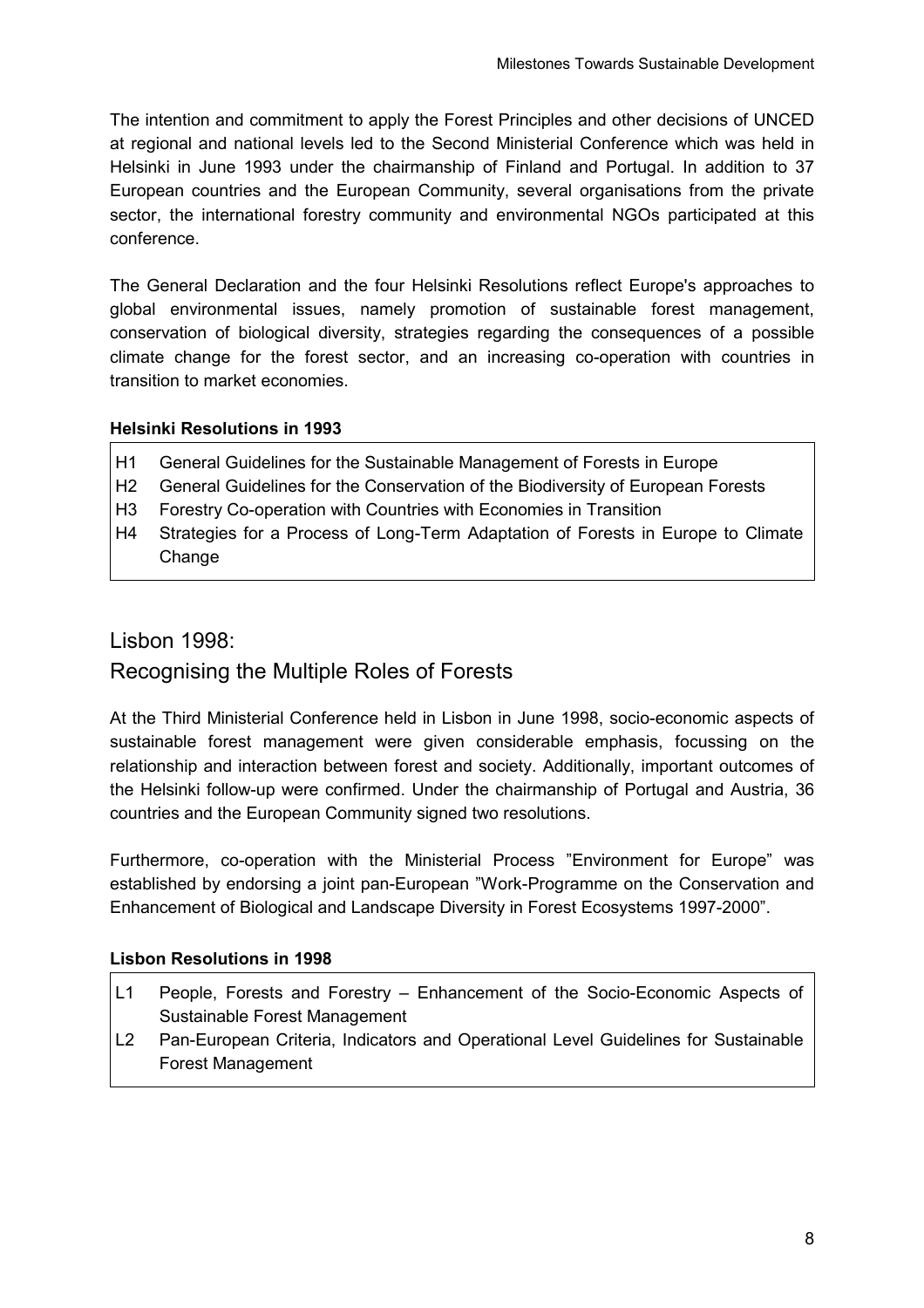The intention and commitment to apply the Forest Principles and other decisions of UNCED at regional and national levels led to the Second Ministerial Conference which was held in Helsinki in June 1993 under the chairmanship of Finland and Portugal. In addition to 37 European countries and the European Community, several organisations from the private sector, the international forestry community and environmental NGOs participated at this conference.

The General Declaration and the four Helsinki Resolutions reflect Europe's approaches to global environmental issues, namely promotion of sustainable forest management, conservation of biological diversity, strategies regarding the consequences of a possible climate change for the forest sector, and an increasing co-operation with countries in transition to market economies.

**Helsinki Resolutions in 1993**

| | |
|---|---|
| H1 | General Guidelines for the Sustainable Management of Forests in Europe |
| H2 | General Guidelines for the Conservation of the Biodiversity of European Forests |
| H3 | Forestry Co-operation with Countries with Economies in Transition |
| H4 | Strategies for a Process of Long-Term Adaptation of Forests in Europe to Climate Change |

## Lisbon 1998: Recognising the Multiple Roles of Forests

At the Third Ministerial Conference held in Lisbon in June 1998, socio-economic aspects of sustainable forest management were given considerable emphasis, focussing on the relationship and interaction between forest and society. Additionally, important outcomes of the Helsinki follow-up were confirmed. Under the chairmanship of Portugal and Austria, 36 countries and the European Community signed two resolutions.

Furthermore, co-operation with the Ministerial Process "Environment for Europe" was established by endorsing a joint pan-European "Work-Programme on the Conservation and Enhancement of Biological and Landscape Diversity in Forest Ecosystems 1997-2000".

**Lisbon Resolutions in 1998**

| | |
|---|---|
| L1 | People, Forests and Forestry – Enhancement of the Socio-Economic Aspects of Sustainable Forest Management |
| L2 | Pan-European Criteria, Indicators and Operational Level Guidelines for Sustainable Forest Management |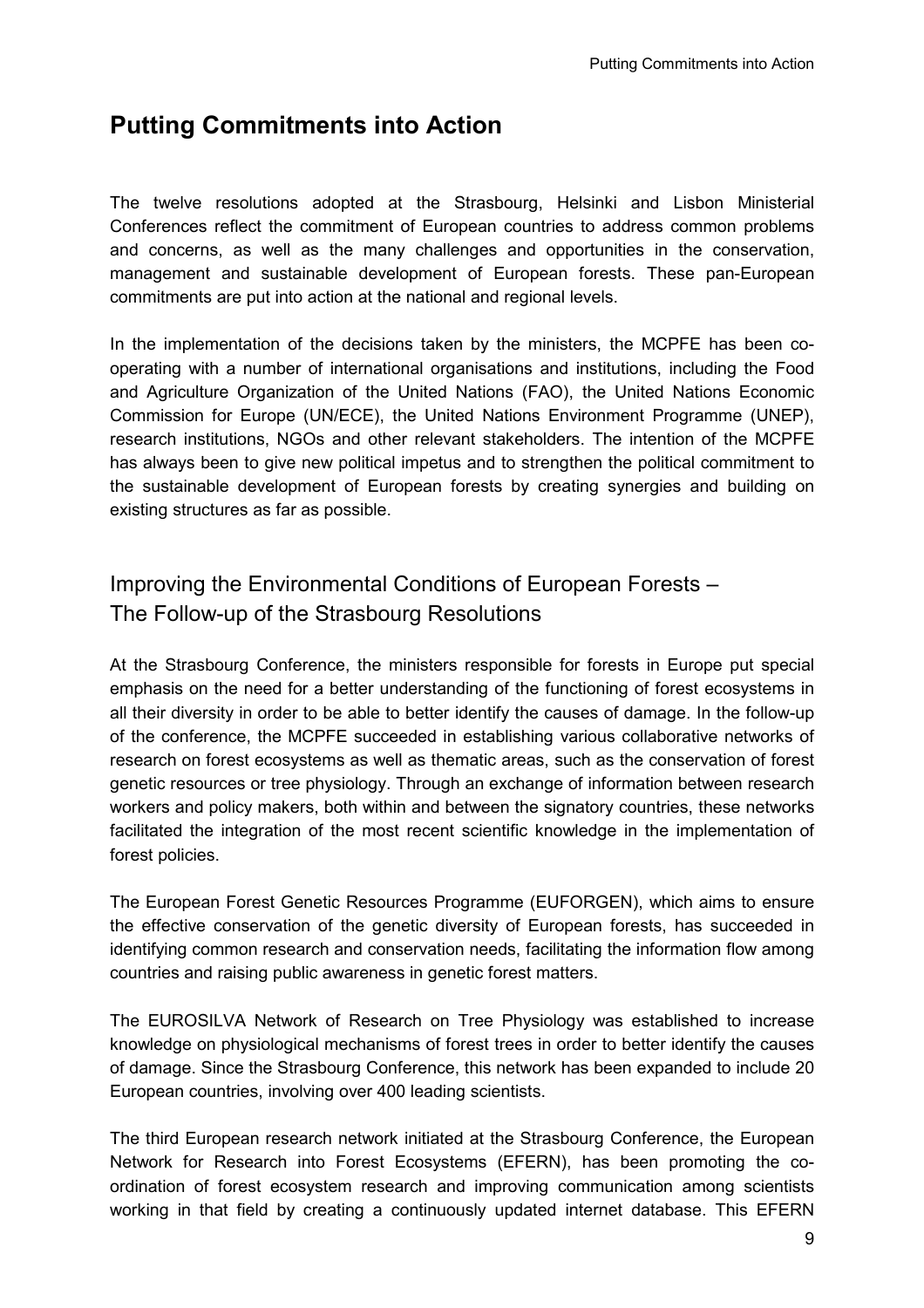# Putting Commitments into Action

The twelve resolutions adopted at the Strasbourg, Helsinki and Lisbon Ministerial Conferences reflect the commitment of European countries to address common problems and concerns, as well as the many challenges and opportunities in the conservation, management and sustainable development of European forests. These pan-European commitments are put into action at the national and regional levels.

In the implementation of the decisions taken by the ministers, the MCPFE has been co-operating with a number of international organisations and institutions, including the Food and Agriculture Organization of the United Nations (FAO), the United Nations Economic Commission for Europe (UN/ECE), the United Nations Environment Programme (UNEP), research institutions, NGOs and other relevant stakeholders. The intention of the MCPFE has always been to give new political impetus and to strengthen the political commitment to the sustainable development of European forests by creating synergies and building on existing structures as far as possible.

## Improving the Environmental Conditions of European Forests – The Follow-up of the Strasbourg Resolutions

At the Strasbourg Conference, the ministers responsible for forests in Europe put special emphasis on the need for a better understanding of the functioning of forest ecosystems in all their diversity in order to be able to better identify the causes of damage. In the follow-up of the conference, the MCPFE succeeded in establishing various collaborative networks of research on forest ecosystems as well as thematic areas, such as the conservation of forest genetic resources or tree physiology. Through an exchange of information between research workers and policy makers, both within and between the signatory countries, these networks facilitated the integration of the most recent scientific knowledge in the implementation of forest policies.

The European Forest Genetic Resources Programme (EUFORGEN), which aims to ensure the effective conservation of the genetic diversity of European forests, has succeeded in identifying common research and conservation needs, facilitating the information flow among countries and raising public awareness in genetic forest matters.

The EUROSILVA Network of Research on Tree Physiology was established to increase knowledge on physiological mechanisms of forest trees in order to better identify the causes of damage. Since the Strasbourg Conference, this network has been expanded to include 20 European countries, involving over 400 leading scientists.

The third European research network initiated at the Strasbourg Conference, the European Network for Research into Forest Ecosystems (EFERN), has been promoting the co-ordination of forest ecosystem research and improving communication among scientists working in that field by creating a continuously updated internet database. This EFERN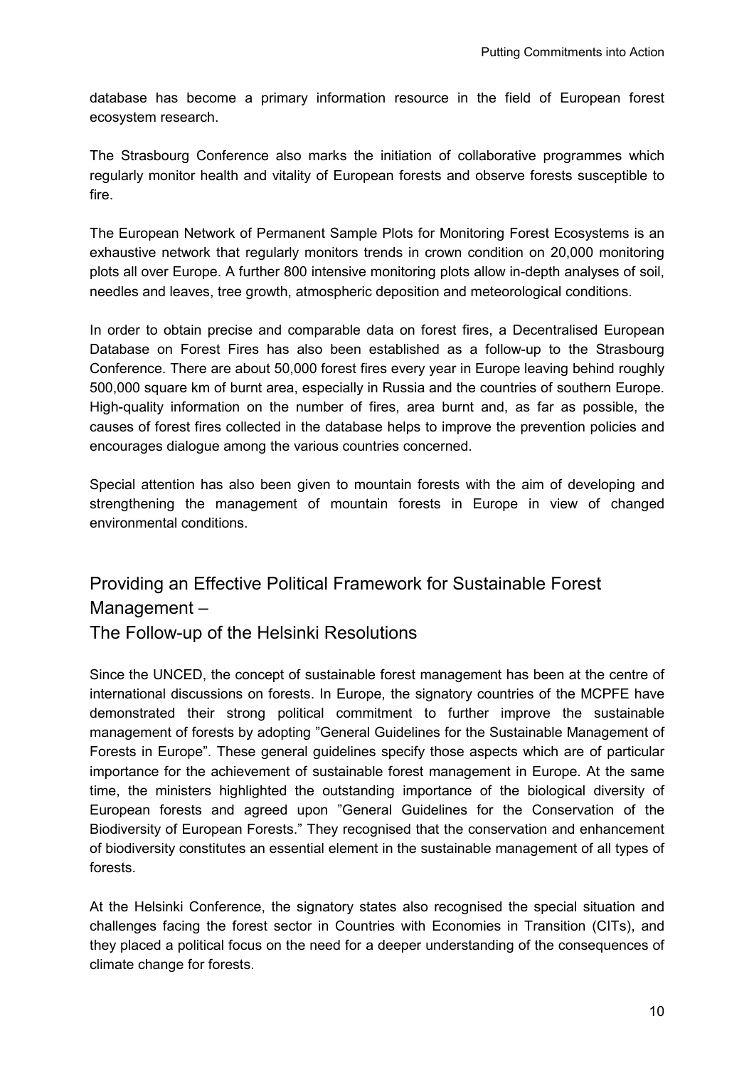database has become a primary information resource in the field of European forest ecosystem research.

The Strasbourg Conference also marks the initiation of collaborative programmes which regularly monitor health and vitality of European forests and observe forests susceptible to fire.

The European Network of Permanent Sample Plots for Monitoring Forest Ecosystems is an exhaustive network that regularly monitors trends in crown condition on 20,000 monitoring plots all over Europe. A further 800 intensive monitoring plots allow in-depth analyses of soil, needles and leaves, tree growth, atmospheric deposition and meteorological conditions.

In order to obtain precise and comparable data on forest fires, a Decentralised European Database on Forest Fires has also been established as a follow-up to the Strasbourg Conference. There are about 50,000 forest fires every year in Europe leaving behind roughly 500,000 square km of burnt area, especially in Russia and the countries of southern Europe. High-quality information on the number of fires, area burnt and, as far as possible, the causes of forest fires collected in the database helps to improve the prevention policies and encourages dialogue among the various countries concerned.

Special attention has also been given to mountain forests with the aim of developing and strengthening the management of mountain forests in Europe in view of changed environmental conditions.

## Providing an Effective Political Framework for Sustainable Forest Management – The Follow-up of the Helsinki Resolutions

Since the UNCED, the concept of sustainable forest management has been at the centre of international discussions on forests. In Europe, the signatory countries of the MCPFE have demonstrated their strong political commitment to further improve the sustainable management of forests by adopting "General Guidelines for the Sustainable Management of Forests in Europe". These general guidelines specify those aspects which are of particular importance for the achievement of sustainable forest management in Europe. At the same time, the ministers highlighted the outstanding importance of the biological diversity of European forests and agreed upon "General Guidelines for the Conservation of the Biodiversity of European Forests." They recognised that the conservation and enhancement of biodiversity constitutes an essential element in the sustainable management of all types of forests.

At the Helsinki Conference, the signatory states also recognised the special situation and challenges facing the forest sector in Countries with Economies in Transition (CITs), and they placed a political focus on the need for a deeper understanding of the consequences of climate change for forests.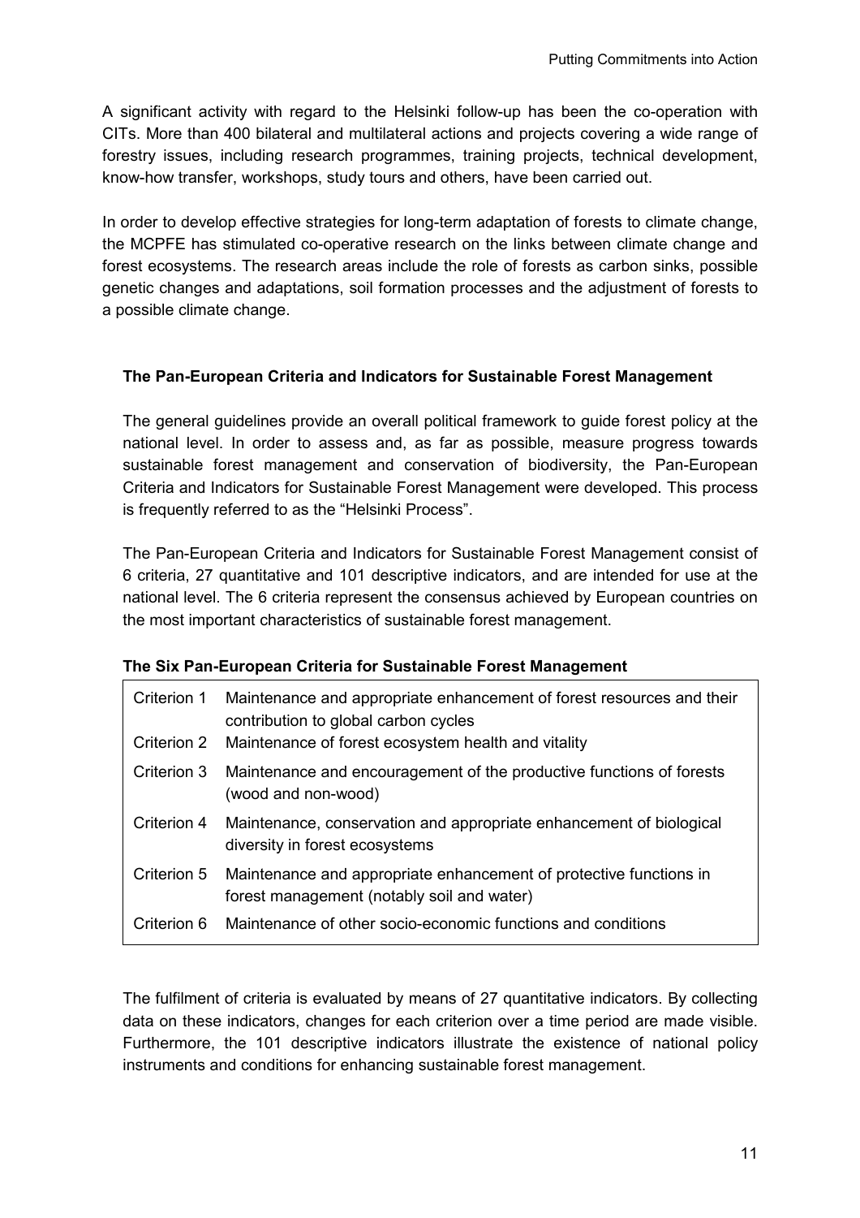A significant activity with regard to the Helsinki follow-up has been the co-operation with CITs. More than 400 bilateral and multilateral actions and projects covering a wide range of forestry issues, including research programmes, training projects, technical development, know-how transfer, workshops, study tours and others, have been carried out.

In order to develop effective strategies for long-term adaptation of forests to climate change, the MCPFE has stimulated co-operative research on the links between climate change and forest ecosystems. The research areas include the role of forests as carbon sinks, possible genetic changes and adaptations, soil formation processes and the adjustment of forests to a possible climate change.

### The Pan-European Criteria and Indicators for Sustainable Forest Management

The general guidelines provide an overall political framework to guide forest policy at the national level. In order to assess and, as far as possible, measure progress towards sustainable forest management and conservation of biodiversity, the Pan-European Criteria and Indicators for Sustainable Forest Management were developed. This process is frequently referred to as the "Helsinki Process".

The Pan-European Criteria and Indicators for Sustainable Forest Management consist of 6 criteria, 27 quantitative and 101 descriptive indicators, and are intended for use at the national level. The 6 criteria represent the consensus achieved by European countries on the most important characteristics of sustainable forest management.

**The Six Pan-European Criteria for Sustainable Forest Management**

| | |
|---|---|
| Criterion 1 | Maintenance and appropriate enhancement of forest resources and their contribution to global carbon cycles |
| Criterion 2 | Maintenance of forest ecosystem health and vitality |
| Criterion 3 | Maintenance and encouragement of the productive functions of forests (wood and non-wood) |
| Criterion 4 | Maintenance, conservation and appropriate enhancement of biological diversity in forest ecosystems |
| Criterion 5 | Maintenance and appropriate enhancement of protective functions in forest management (notably soil and water) |
| Criterion 6 | Maintenance of other socio-economic functions and conditions |

The fulfilment of criteria is evaluated by means of 27 quantitative indicators. By collecting data on these indicators, changes for each criterion over a time period are made visible. Furthermore, the 101 descriptive indicators illustrate the existence of national policy instruments and conditions for enhancing sustainable forest management.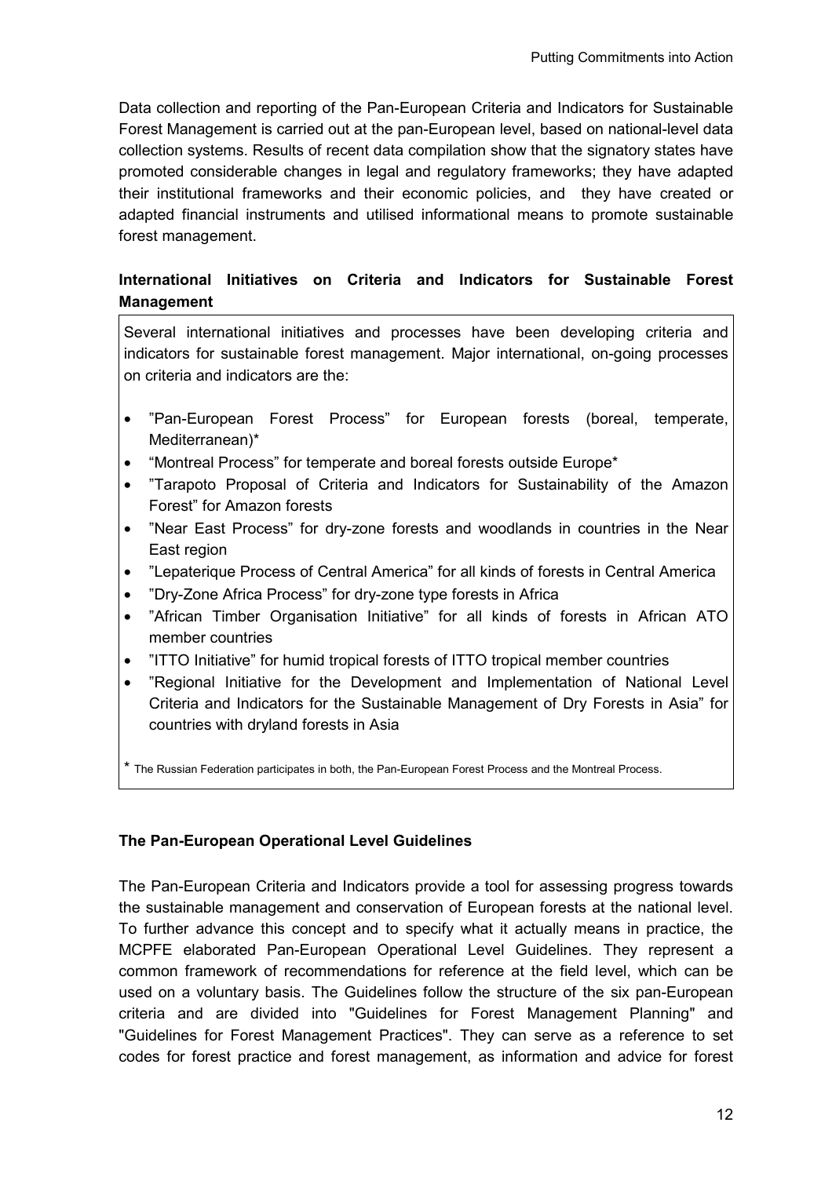Data collection and reporting of the Pan-European Criteria and Indicators for Sustainable Forest Management is carried out at the pan-European level, based on national-level data collection systems. Results of recent data compilation show that the signatory states have promoted considerable changes in legal and regulatory frameworks; they have adapted their institutional frameworks and their economic policies, and they have created or adapted financial instruments and utilised informational means to promote sustainable forest management.

### International Initiatives on Criteria and Indicators for Sustainable Forest Management

Several international initiatives and processes have been developing criteria and indicators for sustainable forest management. Major international, on-going processes on criteria and indicators are the:

- ”Pan-European Forest Process” for European forests (boreal, temperate, Mediterranean)*
- “Montreal Process” for temperate and boreal forests outside Europe*
- ”Tarapoto Proposal of Criteria and Indicators for Sustainability of the Amazon Forest” for Amazon forests
- ”Near East Process” for dry-zone forests and woodlands in countries in the Near East region
- ”Lepaterique Process of Central America” for all kinds of forests in Central America
- ”Dry-Zone Africa Process” for dry-zone type forests in Africa
- ”African Timber Organisation Initiative” for all kinds of forests in African ATO member countries
- ”ITTO Initiative” for humid tropical forests of ITTO tropical member countries
- ”Regional Initiative for the Development and Implementation of National Level Criteria and Indicators for the Sustainable Management of Dry Forests in Asia” for countries with dryland forests in Asia

* The Russian Federation participates in both, the Pan-European Forest Process and the Montreal Process.

### The Pan-European Operational Level Guidelines

The Pan-European Criteria and Indicators provide a tool for assessing progress towards the sustainable management and conservation of European forests at the national level. To further advance this concept and to specify what it actually means in practice, the MCPFE elaborated Pan-European Operational Level Guidelines. They represent a common framework of recommendations for reference at the field level, which can be used on a voluntary basis. The Guidelines follow the structure of the six pan-European criteria and are divided into "Guidelines for Forest Management Planning" and "Guidelines for Forest Management Practices". They can serve as a reference to set codes for forest practice and forest management, as information and advice for forest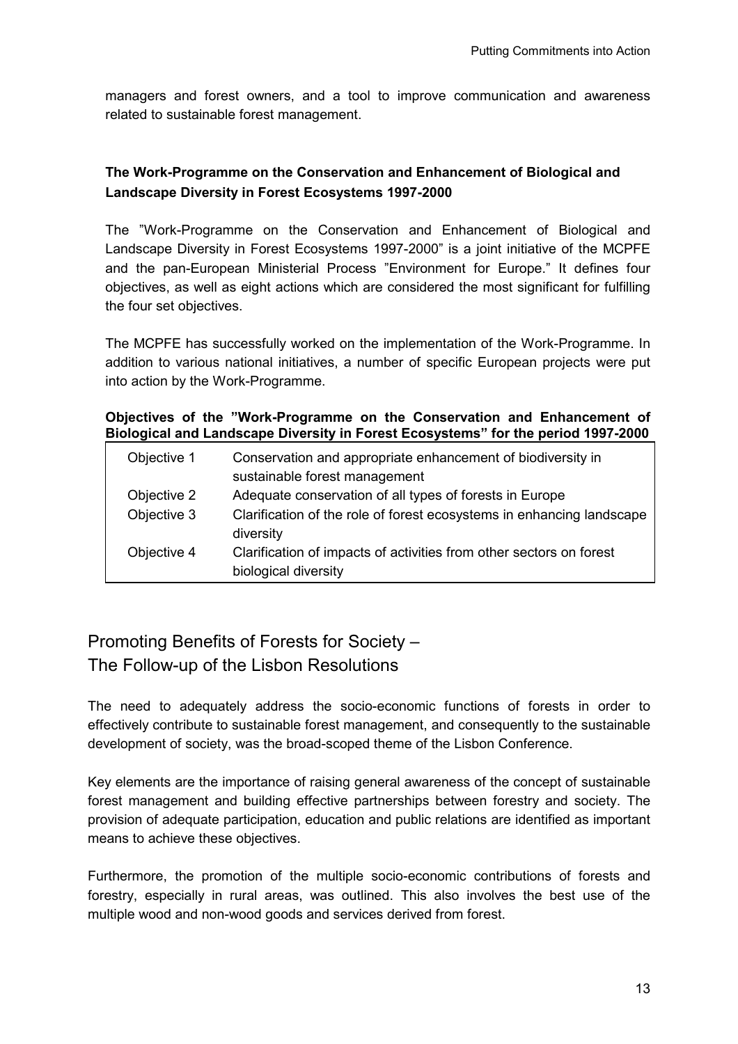managers and forest owners, and a tool to improve communication and awareness related to sustainable forest management.

**The Work-Programme on the Conservation and Enhancement of Biological and Landscape Diversity in Forest Ecosystems 1997-2000**

The "Work-Programme on the Conservation and Enhancement of Biological and Landscape Diversity in Forest Ecosystems 1997-2000" is a joint initiative of the MCPFE and the pan-European Ministerial Process "Environment for Europe." It defines four objectives, as well as eight actions which are considered the most significant for fulfilling the four set objectives.

The MCPFE has successfully worked on the implementation of the Work-Programme. In addition to various national initiatives, a number of specific European projects were put into action by the Work-Programme.

**Objectives of the "Work-Programme on the Conservation and Enhancement of Biological and Landscape Diversity in Forest Ecosystems" for the period 1997-2000**

| | |
|---|---|
| Objective 1 | Conservation and appropriate enhancement of biodiversity in sustainable forest management |
| Objective 2 | Adequate conservation of all types of forests in Europe |
| Objective 3 | Clarification of the role of forest ecosystems in enhancing landscape diversity |
| Objective 4 | Clarification of impacts of activities from other sectors on forest biological diversity |

## Promoting Benefits of Forests for Society – The Follow-up of the Lisbon Resolutions

The need to adequately address the socio-economic functions of forests in order to effectively contribute to sustainable forest management, and consequently to the sustainable development of society, was the broad-scoped theme of the Lisbon Conference.

Key elements are the importance of raising general awareness of the concept of sustainable forest management and building effective partnerships between forestry and society. The provision of adequate participation, education and public relations are identified as important means to achieve these objectives.

Furthermore, the promotion of the multiple socio-economic contributions of forests and forestry, especially in rural areas, was outlined. This also involves the best use of the multiple wood and non-wood goods and services derived from forest.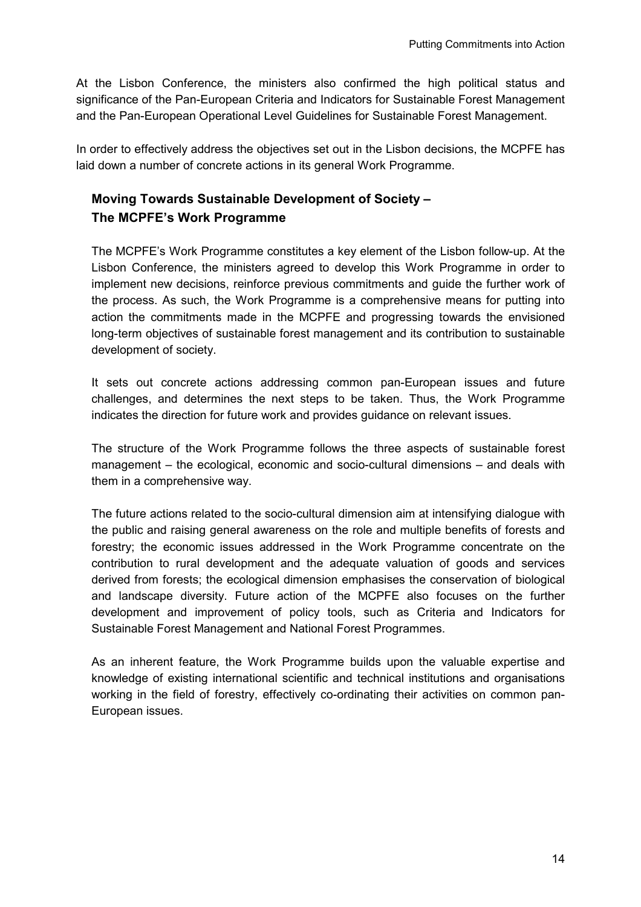At the Lisbon Conference, the ministers also confirmed the high political status and significance of the Pan-European Criteria and Indicators for Sustainable Forest Management and the Pan-European Operational Level Guidelines for Sustainable Forest Management.

In order to effectively address the objectives set out in the Lisbon decisions, the MCPFE has laid down a number of concrete actions in its general Work Programme.

## Moving Towards Sustainable Development of Society – The MCPFE's Work Programme

The MCPFE's Work Programme constitutes a key element of the Lisbon follow-up. At the Lisbon Conference, the ministers agreed to develop this Work Programme in order to implement new decisions, reinforce previous commitments and guide the further work of the process. As such, the Work Programme is a comprehensive means for putting into action the commitments made in the MCPFE and progressing towards the envisioned long-term objectives of sustainable forest management and its contribution to sustainable development of society.

It sets out concrete actions addressing common pan-European issues and future challenges, and determines the next steps to be taken. Thus, the Work Programme indicates the direction for future work and provides guidance on relevant issues.

The structure of the Work Programme follows the three aspects of sustainable forest management – the ecological, economic and socio-cultural dimensions – and deals with them in a comprehensive way.

The future actions related to the socio-cultural dimension aim at intensifying dialogue with the public and raising general awareness on the role and multiple benefits of forests and forestry; the economic issues addressed in the Work Programme concentrate on the contribution to rural development and the adequate valuation of goods and services derived from forests; the ecological dimension emphasises the conservation of biological and landscape diversity. Future action of the MCPFE also focuses on the further development and improvement of policy tools, such as Criteria and Indicators for Sustainable Forest Management and National Forest Programmes.

As an inherent feature, the Work Programme builds upon the valuable expertise and knowledge of existing international scientific and technical institutions and organisations working in the field of forestry, effectively co-ordinating their activities on common pan-European issues.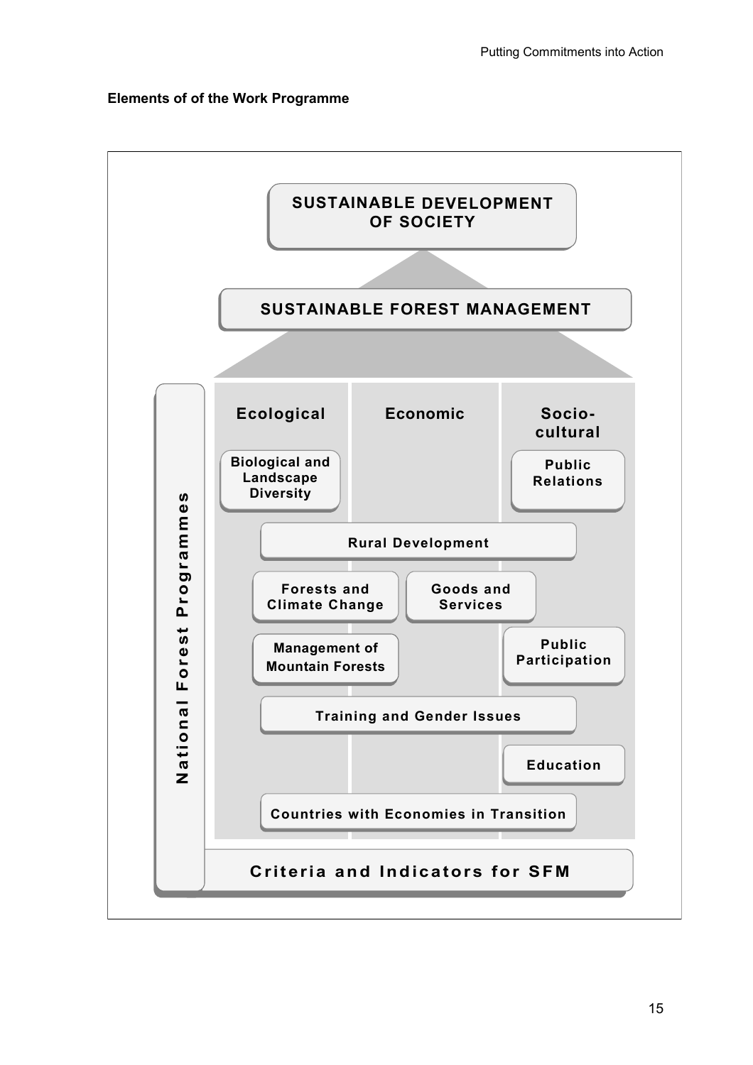**Elements of of the Work Programme**

SUSTAINABLE DEVELOPMENT OF SOCIETY

SUSTAINABLE FOREST MANAGEMENT

National Forest Programmes

Ecological

Economic

Socio-cultural

Biological and Landscape Diversity

Public Relations

Rural Development

Forests and Climate Change

Goods and Services

Management of Mountain Forests

Public Participation

Training and Gender Issues

Education

Countries with Economies in Transition

Criteria and Indicators for SFM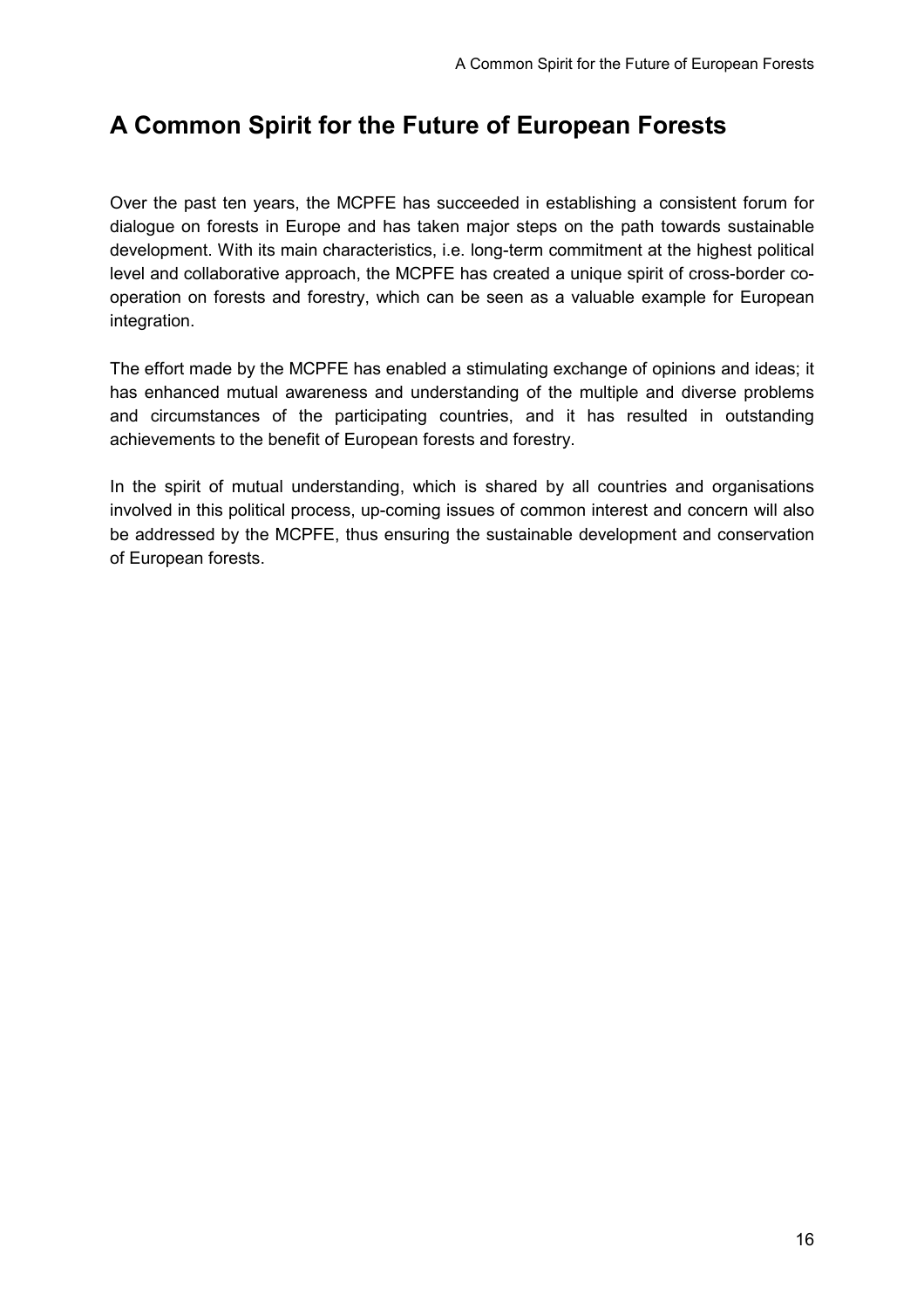# A Common Spirit for the Future of European Forests

Over the past ten years, the MCPFE has succeeded in establishing a consistent forum for dialogue on forests in Europe and has taken major steps on the path towards sustainable development. With its main characteristics, i.e. long-term commitment at the highest political level and collaborative approach, the MCPFE has created a unique spirit of cross-border co-operation on forests and forestry, which can be seen as a valuable example for European integration.

The effort made by the MCPFE has enabled a stimulating exchange of opinions and ideas; it has enhanced mutual awareness and understanding of the multiple and diverse problems and circumstances of the participating countries, and it has resulted in outstanding achievements to the benefit of European forests and forestry.

In the spirit of mutual understanding, which is shared by all countries and organisations involved in this political process, up-coming issues of common interest and concern will also be addressed by the MCPFE, thus ensuring the sustainable development and conservation of European forests.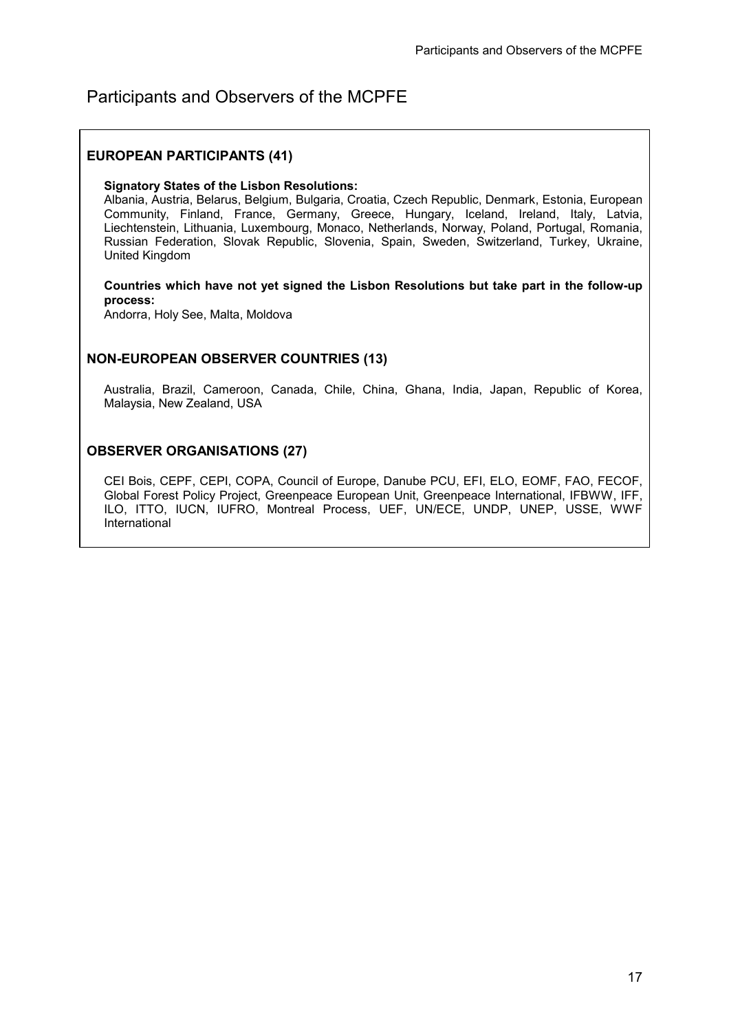# Participants and Observers of the MCPFE

## EUROPEAN PARTICIPANTS (41)

**Signatory States of the Lisbon Resolutions:**
Albania, Austria, Belarus, Belgium, Bulgaria, Croatia, Czech Republic, Denmark, Estonia, European Community, Finland, France, Germany, Greece, Hungary, Iceland, Ireland, Italy, Latvia, Liechtenstein, Lithuania, Luxembourg, Monaco, Netherlands, Norway, Poland, Portugal, Romania, Russian Federation, Slovak Republic, Slovenia, Spain, Sweden, Switzerland, Turkey, Ukraine, United Kingdom

**Countries which have not yet signed the Lisbon Resolutions but take part in the follow-up process:**
Andorra, Holy See, Malta, Moldova

## NON-EUROPEAN OBSERVER COUNTRIES (13)

Australia, Brazil, Cameroon, Canada, Chile, China, Ghana, India, Japan, Republic of Korea, Malaysia, New Zealand, USA

## OBSERVER ORGANISATIONS (27)

CEI Bois, CEPF, CEPI, COPA, Council of Europe, Danube PCU, EFI, ELO, EOMF, FAO, FECOF, Global Forest Policy Project, Greenpeace European Unit, Greenpeace International, IFBWW, IFF, ILO, ITTO, IUCN, IUFRO, Montreal Process, UEF, UN/ECE, UNDP, UNEP, USSE, WWF International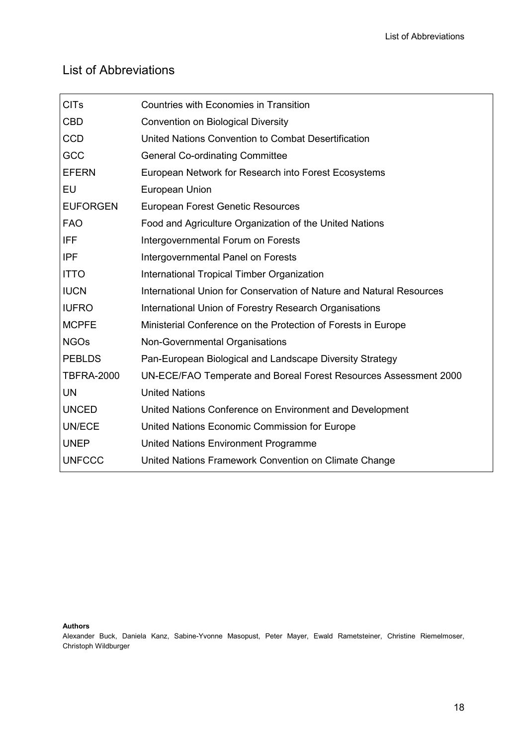## List of Abbreviations

| | |
|---|---|
| CITs | Countries with Economies in Transition |
| CBD | Convention on Biological Diversity |
| CCD | United Nations Convention to Combat Desertification |
| GCC | General Co-ordinating Committee |
| EFERN | European Network for Research into Forest Ecosystems |
| EU | European Union |
| EUFORGEN | European Forest Genetic Resources |
| FAO | Food and Agriculture Organization of the United Nations |
| IFF | Intergovernmental Forum on Forests |
| IPF | Intergovernmental Panel on Forests |
| ITTO | International Tropical Timber Organization |
| IUCN | International Union for Conservation of Nature and Natural Resources |
| IUFRO | International Union of Forestry Research Organisations |
| MCPFE | Ministerial Conference on the Protection of Forests in Europe |
| NGOs | Non-Governmental Organisations |
| PEBLDS | Pan-European Biological and Landscape Diversity Strategy |
| TBFRA-2000 | UN-ECE/FAO Temperate and Boreal Forest Resources Assessment 2000 |
| UN | United Nations |
| UNCED | United Nations Conference on Environment and Development |
| UN/ECE | United Nations Economic Commission for Europe |
| UNEP | United Nations Environment Programme |
| UNFCCC | United Nations Framework Convention on Climate Change |

**Authors**

Alexander Buck, Daniela Kanz, Sabine-Yvonne Masopust, Peter Mayer, Ewald Rametsteiner, Christine Riemelmoser, Christoph Wildburger